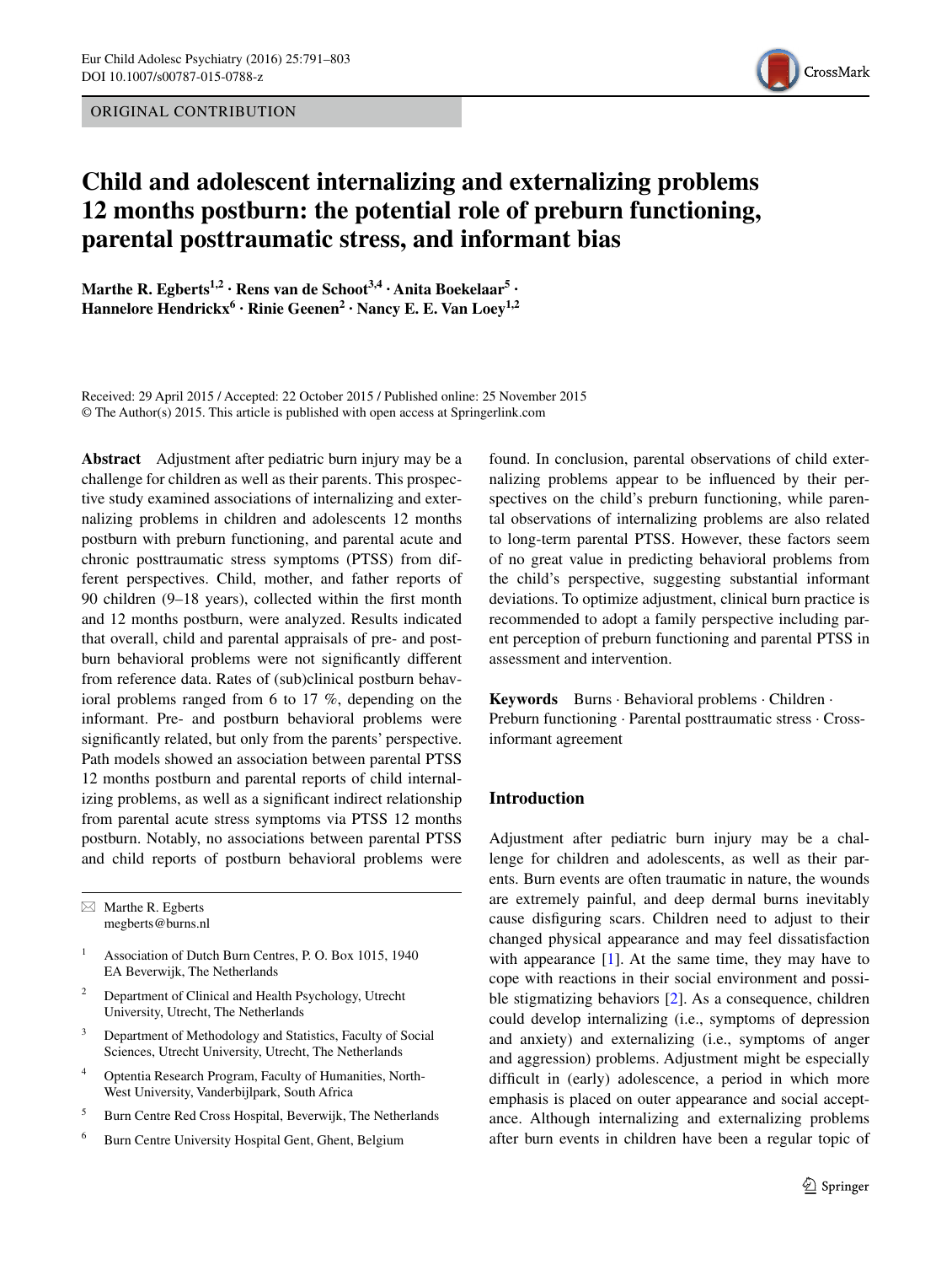ORIGINAL CONTRIBUTION

# Child and adolescent internalizing and externalizing problems 12 months postburn: the potential role of preburn functioning, parental posttraumatic stress, and informant bias

**Marthe R. Egberts[1,2] · Rens van de Schoot[3,4] · Anita Boekelaar[5] · Hannelore Hendrickx[6] · Rinie Geenen[2] · Nancy E. E. Van Loey[1,2]**

Received: 29 April 2015 / Accepted: 22 October 2015 / Published online: 25 November 2015
© The Author(s) 2015. This article is published with open access at Springerlink.com

**Abstract** Adjustment after pediatric burn injury may be a challenge for children as well as their parents. This prospective study examined associations of internalizing and externalizing problems in children and adolescents 12 months postburn with preburn functioning, and parental acute and chronic posttraumatic stress symptoms (PTSS) from different perspectives. Child, mother, and father reports of 90 children (9–18 years), collected within the first month and 12 months postburn, were analyzed. Results indicated that overall, child and parental appraisals of pre- and postburn behavioral problems were not significantly different from reference data. Rates of (sub)clinical postburn behavioral problems ranged from 6 to 17 %, depending on the informant. Pre- and postburn behavioral problems were significantly related, but only from the parents' perspective. Path models showed an association between parental PTSS 12 months postburn and parental reports of child internalizing problems, as well as a significant indirect relationship from parental acute stress symptoms via PTSS 12 months postburn. Notably, no associations between parental PTSS and child reports of postburn behavioral problems were found. In conclusion, parental observations of child externalizing problems appear to be influenced by their perspectives on the child's preburn functioning, while parental observations of internalizing problems are also related to long-term parental PTSS. However, these factors seem of no great value in predicting behavioral problems from the child's perspective, suggesting substantial informant deviations. To optimize adjustment, clinical burn practice is recommended to adopt a family perspective including parent perception of preburn functioning and parental PTSS in assessment and intervention.

**Keywords** Burns · Behavioral problems · Children · Preburn functioning · Parental posttraumatic stress · Cross-informant agreement

✉ Marthe R. Egberts
megberts@burns.nl

1. Association of Dutch Burn Centres, P. O. Box 1015, 1940 EA Beverwijk, The Netherlands
2. Department of Clinical and Health Psychology, Utrecht University, Utrecht, The Netherlands
3. Department of Methodology and Statistics, Faculty of Social Sciences, Utrecht University, Utrecht, The Netherlands
4. Optentia Research Program, Faculty of Humanities, North-West University, Vanderbijlpark, South Africa
5. Burn Centre Red Cross Hospital, Beverwijk, The Netherlands
6. Burn Centre University Hospital Gent, Ghent, Belgium

## Introduction

Adjustment after pediatric burn injury may be a challenge for children and adolescents, as well as their parents. Burn events are often traumatic in nature, the wounds are extremely painful, and deep dermal burns inevitably cause disfiguring scars. Children need to adjust to their changed physical appearance and may feel dissatisfaction with appearance [1]. At the same time, they may have to cope with reactions in their social environment and possible stigmatizing behaviors [2]. As a consequence, children could develop internalizing (i.e., symptoms of depression and anxiety) and externalizing (i.e., symptoms of anger and aggression) problems. Adjustment might be especially difficult in (early) adolescence, a period in which more emphasis is placed on outer appearance and social acceptance. Although internalizing and externalizing problems after burn events in children have been a regular topic of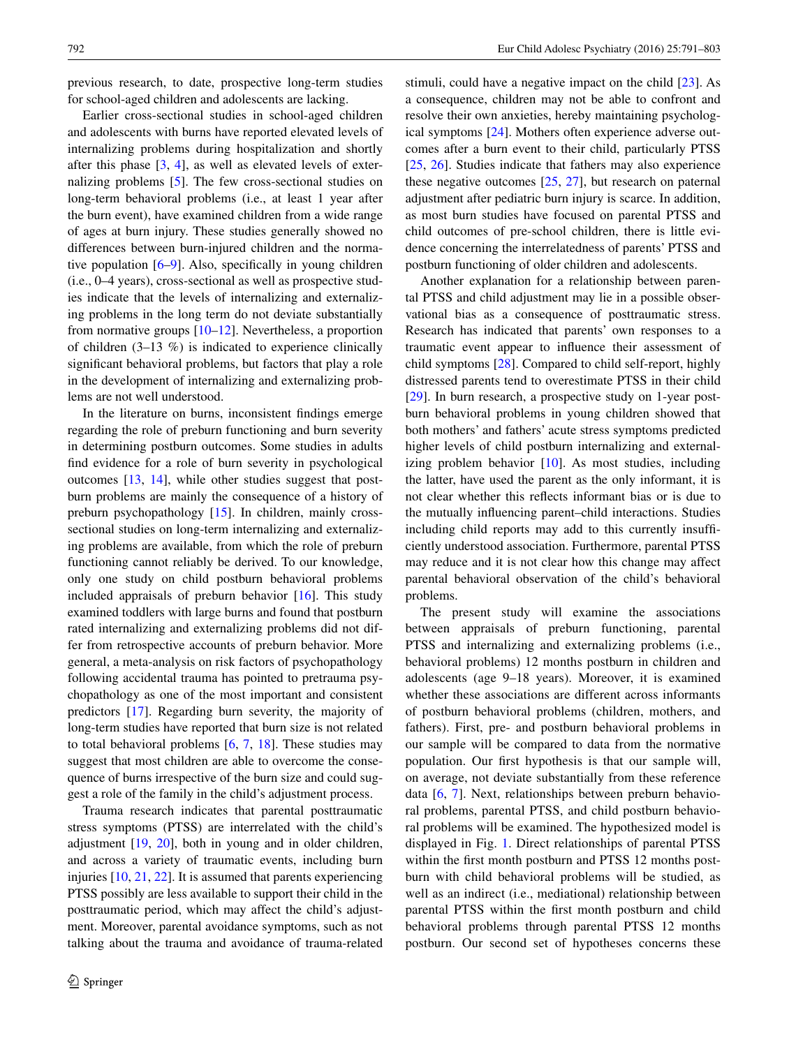previous research, to date, prospective long-term studies for school-aged children and adolescents are lacking.

Earlier cross-sectional studies in school-aged children and adolescents with burns have reported elevated levels of internalizing problems during hospitalization and shortly after this phase [3, 4], as well as elevated levels of externalizing problems [5]. The few cross-sectional studies on long-term behavioral problems (i.e., at least 1 year after the burn event), have examined children from a wide range of ages at burn injury. These studies generally showed no differences between burn-injured children and the normative population [6–9]. Also, specifically in young children (i.e., 0–4 years), cross-sectional as well as prospective studies indicate that the levels of internalizing and externalizing problems in the long term do not deviate substantially from normative groups [10–12]. Nevertheless, a proportion of children (3–13 %) is indicated to experience clinically significant behavioral problems, but factors that play a role in the development of internalizing and externalizing problems are not well understood.

In the literature on burns, inconsistent findings emerge regarding the role of preburn functioning and burn severity in determining postburn outcomes. Some studies in adults find evidence for a role of burn severity in psychological outcomes [13, 14], while other studies suggest that postburn problems are mainly the consequence of a history of preburn psychopathology [15]. In children, mainly cross-sectional studies on long-term internalizing and externalizing problems are available, from which the role of preburn functioning cannot reliably be derived. To our knowledge, only one study on child postburn behavioral problems included appraisals of preburn behavior [16]. This study examined toddlers with large burns and found that postburn rated internalizing and externalizing problems did not differ from retrospective accounts of preburn behavior. More general, a meta-analysis on risk factors of psychopathology following accidental trauma has pointed to pretrauma psychopathology as one of the most important and consistent predictors [17]. Regarding burn severity, the majority of long-term studies have reported that burn size is not related to total behavioral problems [6, 7, 18]. These studies may suggest that most children are able to overcome the consequence of burns irrespective of the burn size and could suggest a role of the family in the child's adjustment process.

Trauma research indicates that parental posttraumatic stress symptoms (PTSS) are interrelated with the child's adjustment [19, 20], both in young and in older children, and across a variety of traumatic events, including burn injuries [10, 21, 22]. It is assumed that parents experiencing PTSS possibly are less available to support their child in the posttraumatic period, which may affect the child's adjustment. Moreover, parental avoidance symptoms, such as not talking about the trauma and avoidance of trauma-related stimuli, could have a negative impact on the child [23]. As a consequence, children may not be able to confront and resolve their own anxieties, hereby maintaining psychological symptoms [24]. Mothers often experience adverse outcomes after a burn event to their child, particularly PTSS [25, 26]. Studies indicate that fathers may also experience these negative outcomes [25, 27], but research on paternal adjustment after pediatric burn injury is scarce. In addition, as most burn studies have focused on parental PTSS and child outcomes of pre-school children, there is little evidence concerning the interrelatedness of parents' PTSS and postburn functioning of older children and adolescents.

Another explanation for a relationship between parental PTSS and child adjustment may lie in a possible observational bias as a consequence of posttraumatic stress. Research has indicated that parents' own responses to a traumatic event appear to influence their assessment of child symptoms [28]. Compared to child self-report, highly distressed parents tend to overestimate PTSS in their child [29]. In burn research, a prospective study on 1-year postburn behavioral problems in young children showed that both mothers' and fathers' acute stress symptoms predicted higher levels of child postburn internalizing and externalizing problem behavior [10]. As most studies, including the latter, have used the parent as the only informant, it is not clear whether this reflects informant bias or is due to the mutually influencing parent–child interactions. Studies including child reports may add to this currently insufficiently understood association. Furthermore, parental PTSS may reduce and it is not clear how this change may affect parental behavioral observation of the child's behavioral problems.

The present study will examine the associations between appraisals of preburn functioning, parental PTSS and internalizing and externalizing problems (i.e., behavioral problems) 12 months postburn in children and adolescents (age 9–18 years). Moreover, it is examined whether these associations are different across informants of postburn behavioral problems (children, mothers, and fathers). First, pre- and postburn behavioral problems in our sample will be compared to data from the normative population. Our first hypothesis is that our sample will, on average, not deviate substantially from these reference data [6, 7]. Next, relationships between preburn behavioral problems, parental PTSS, and child postburn behavioral problems will be examined. The hypothesized model is displayed in Fig. 1. Direct relationships of parental PTSS within the first month postburn and PTSS 12 months postburn with child behavioral problems will be studied, as well as an indirect (i.e., mediational) relationship between parental PTSS within the first month postburn and child behavioral problems through parental PTSS 12 months postburn. Our second set of hypotheses concerns these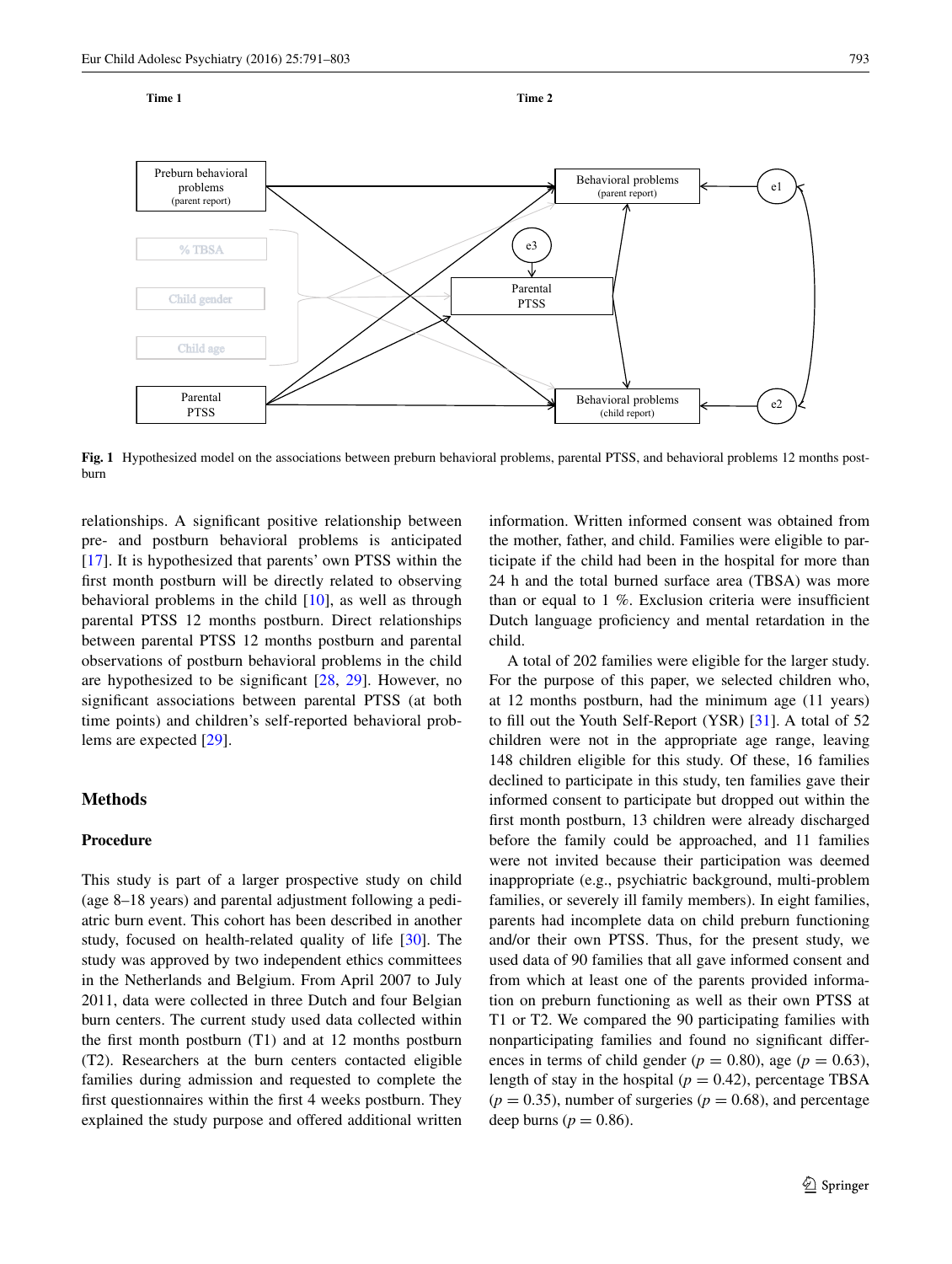Time 1

Time 2

Preburn behavioral problems (parent report)

% TBSA

Child gender

Child age

Parental PTSS

Behavioral problems (parent report)

e1

e3

Parental PTSS

Behavioral problems (child report)

e2

**Fig. 1** Hypothesized model on the associations between preburn behavioral problems, parental PTSS, and behavioral problems 12 months postburn

relationships. A significant positive relationship between pre- and postburn behavioral problems is anticipated [17]. It is hypothesized that parents' own PTSS within the first month postburn will be directly related to observing behavioral problems in the child [10], as well as through parental PTSS 12 months postburn. Direct relationships between parental PTSS 12 months postburn and parental observations of postburn behavioral problems in the child are hypothesized to be significant [28, 29]. However, no significant associations between parental PTSS (at both time points) and children's self-reported behavioral problems are expected [29].

## Methods

### Procedure

This study is part of a larger prospective study on child (age 8–18 years) and parental adjustment following a pediatric burn event. This cohort has been described in another study, focused on health-related quality of life [30]. The study was approved by two independent ethics committees in the Netherlands and Belgium. From April 2007 to July 2011, data were collected in three Dutch and four Belgian burn centers. The current study used data collected within the first month postburn (T1) and at 12 months postburn (T2). Researchers at the burn centers contacted eligible families during admission and requested to complete the first questionnaires within the first 4 weeks postburn. They explained the study purpose and offered additional written information. Written informed consent was obtained from the mother, father, and child. Families were eligible to participate if the child had been in the hospital for more than 24 h and the total burned surface area (TBSA) was more than or equal to 1 %. Exclusion criteria were insufficient Dutch language proficiency and mental retardation in the child.

A total of 202 families were eligible for the larger study. For the purpose of this paper, we selected children who, at 12 months postburn, had the minimum age (11 years) to fill out the Youth Self-Report (YSR) [31]. A total of 52 children were not in the appropriate age range, leaving 148 children eligible for this study. Of these, 16 families declined to participate in this study, ten families gave their informed consent to participate but dropped out within the first month postburn, 13 children were already discharged before the family could be approached, and 11 families were not invited because their participation was deemed inappropriate (e.g., psychiatric background, multi-problem families, or severely ill family members). In eight families, parents had incomplete data on child preburn functioning and/or their own PTSS. Thus, for the present study, we used data of 90 families that all gave informed consent and from which at least one of the parents provided information on preburn functioning as well as their own PTSS at T1 or T2. We compared the 90 participating families with nonparticipating families and found no significant differences in terms of child gender ($p = 0.80$), age ($p = 0.63$), length of stay in the hospital ($p = 0.42$), percentage TBSA ($p = 0.35$), number of surgeries ($p = 0.68$), and percentage deep burns ($p = 0.86$).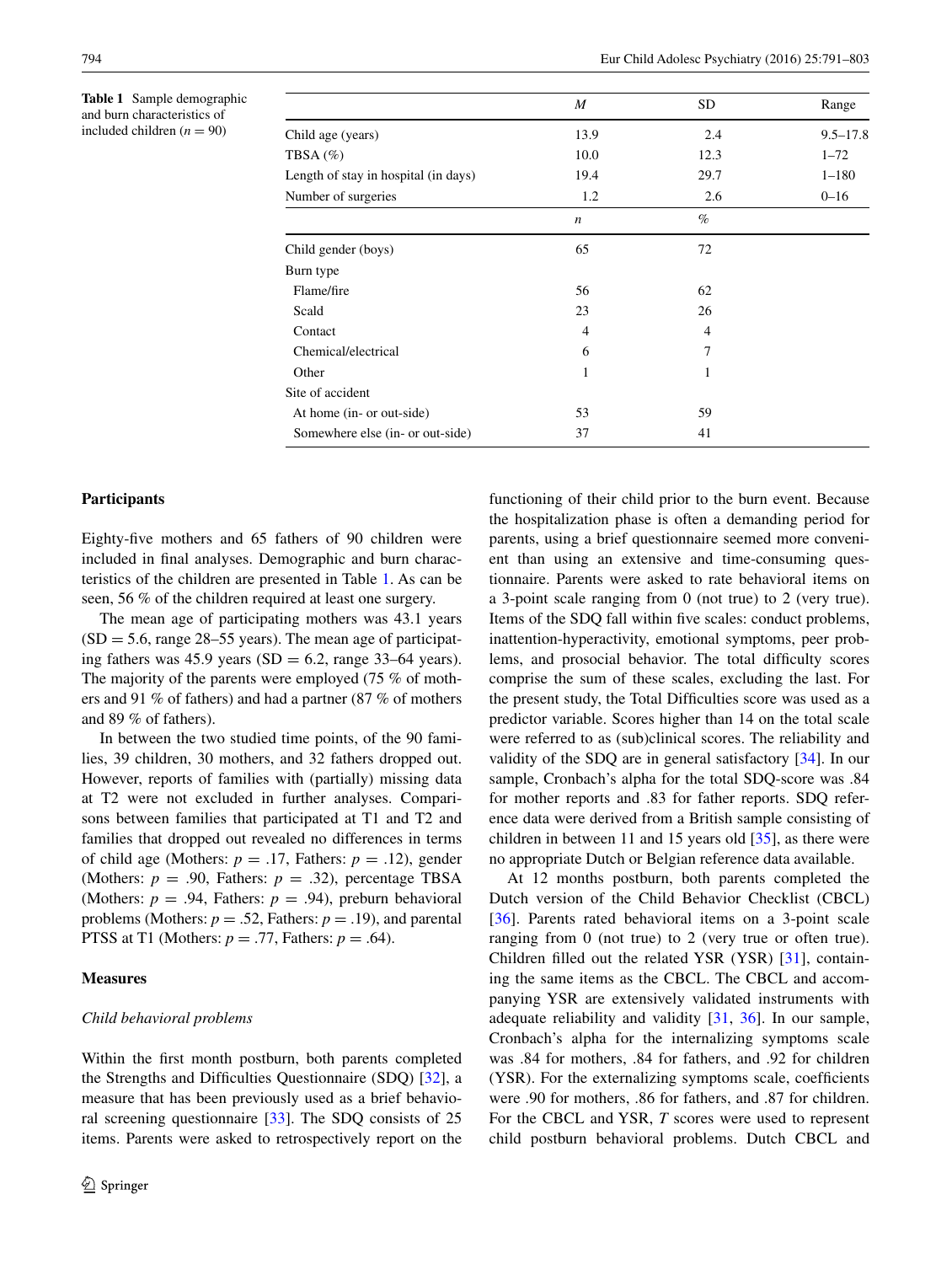**Table 1** Sample demographic and burn characteristics of included children ($n = 90$)

| | *M* | SD | Range |
|---|---|---|---|
| Child age (years) | 13.9 | 2.4 | 9.5–17.8 |
| TBSA (%) | 10.0 | 12.3 | 1–72 |
| Length of stay in hospital (in days) | 19.4 | 29.7 | 1–180 |
| Number of surgeries | 1.2 | 2.6 | 0–16 |
| | *n* | % | |
| Child gender (boys) | 65 | 72 | |
| Burn type | | | |
| Flame/fire | 56 | 62 | |
| Scald | 23 | 26 | |
| Contact | 4 | 4 | |
| Chemical/electrical | 6 | 7 | |
| Other | 1 | 1 | |
| Site of accident | | | |
| At home (in- or out-side) | 53 | 59 | |
| Somewhere else (in- or out-side) | 37 | 41 | |

## Participants

Eighty-five mothers and 65 fathers of 90 children were included in final analyses. Demographic and burn characteristics of the children are presented in Table 1. As can be seen, 56 % of the children required at least one surgery.

The mean age of participating mothers was 43.1 years (SD = 5.6, range 28–55 years). The mean age of participating fathers was 45.9 years (SD = 6.2, range 33–64 years). The majority of the parents were employed (75 % of mothers and 91 % of fathers) and had a partner (87 % of mothers and 89 % of fathers).

In between the two studied time points, of the 90 families, 39 children, 30 mothers, and 32 fathers dropped out. However, reports of families with (partially) missing data at T2 were not excluded in further analyses. Comparisons between families that participated at T1 and T2 and families that dropped out revealed no differences in terms of child age (Mothers: $p = .17$, Fathers: $p = .12$), gender (Mothers: $p = .90$, Fathers: $p = .32$), percentage TBSA (Mothers: $p = .94$, Fathers: $p = .94$), preburn behavioral problems (Mothers: $p = .52$, Fathers: $p = .19$), and parental PTSS at T1 (Mothers: $p = .77$, Fathers: $p = .64$).

## Measures

### *Child behavioral problems*

Within the first month postburn, both parents completed the Strengths and Difficulties Questionnaire (SDQ) [32], a measure that has been previously used as a brief behavioral screening questionnaire [33]. The SDQ consists of 25 items. Parents were asked to retrospectively report on the functioning of their child prior to the burn event. Because the hospitalization phase is often a demanding period for parents, using a brief questionnaire seemed more convenient than using an extensive and time-consuming questionnaire. Parents were asked to rate behavioral items on a 3-point scale ranging from 0 (not true) to 2 (very true). Items of the SDQ fall within five scales: conduct problems, inattention-hyperactivity, emotional symptoms, peer problems, and prosocial behavior. The total difficulty scores comprise the sum of these scales, excluding the last. For the present study, the Total Difficulties score was used as a predictor variable. Scores higher than 14 on the total scale were referred to as (sub)clinical scores. The reliability and validity of the SDQ are in general satisfactory [34]. In our sample, Cronbach's alpha for the total SDQ-score was .84 for mother reports and .83 for father reports. SDQ reference data were derived from a British sample consisting of children in between 11 and 15 years old [35], as there were no appropriate Dutch or Belgian reference data available.

At 12 months postburn, both parents completed the Dutch version of the Child Behavior Checklist (CBCL) [36]. Parents rated behavioral items on a 3-point scale ranging from 0 (not true) to 2 (very true or often true). Children filled out the related YSR (YSR) [31], containing the same items as the CBCL. The CBCL and accompanying YSR are extensively validated instruments with adequate reliability and validity [31, 36]. In our sample, Cronbach's alpha for the internalizing symptoms scale was .84 for mothers, .84 for fathers, and .92 for children (YSR). For the externalizing symptoms scale, coefficients were .90 for mothers, .86 for fathers, and .87 for children. For the CBCL and YSR, *T* scores were used to represent child postburn behavioral problems. Dutch CBCL and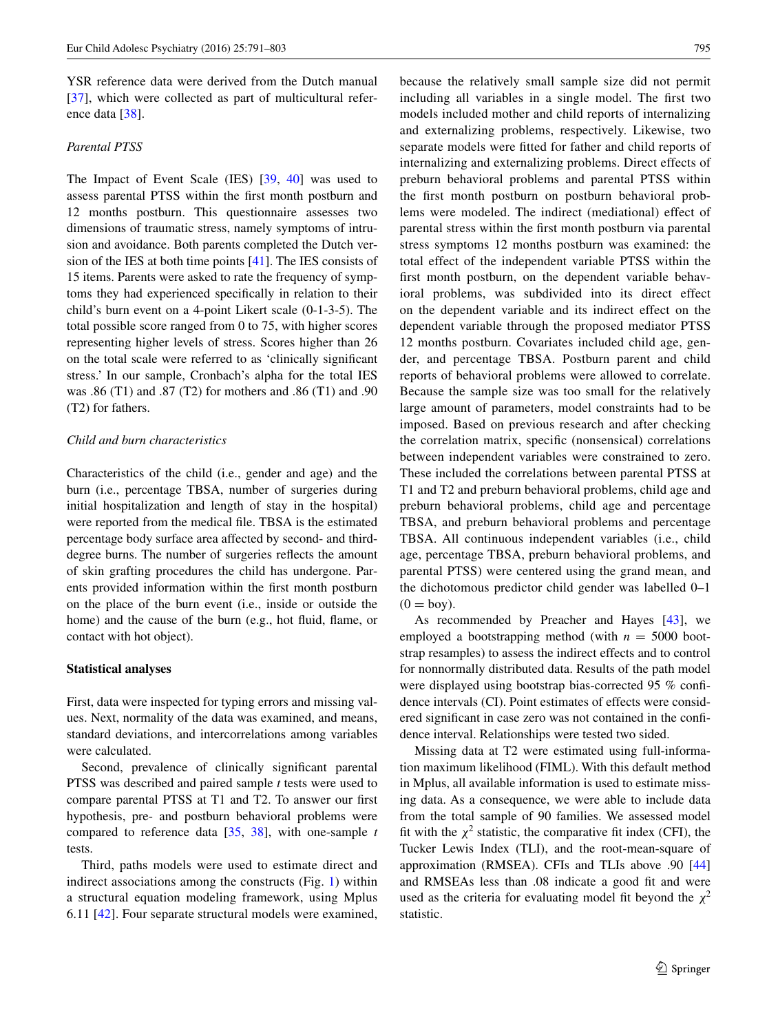YSR reference data were derived from the Dutch manual [37], which were collected as part of multicultural reference data [38].

*Parental PTSS*

The Impact of Event Scale (IES) [39, 40] was used to assess parental PTSS within the first month postburn and 12 months postburn. This questionnaire assesses two dimensions of traumatic stress, namely symptoms of intrusion and avoidance. Both parents completed the Dutch version of the IES at both time points [41]. The IES consists of 15 items. Parents were asked to rate the frequency of symptoms they had experienced specifically in relation to their child's burn event on a 4-point Likert scale (0-1-3-5). The total possible score ranged from 0 to 75, with higher scores representing higher levels of stress. Scores higher than 26 on the total scale were referred to as 'clinically significant stress.' In our sample, Cronbach's alpha for the total IES was .86 (T1) and .87 (T2) for mothers and .86 (T1) and .90 (T2) for fathers.

*Child and burn characteristics*

Characteristics of the child (i.e., gender and age) and the burn (i.e., percentage TBSA, number of surgeries during initial hospitalization and length of stay in the hospital) were reported from the medical file. TBSA is the estimated percentage body surface area affected by second- and third-degree burns. The number of surgeries reflects the amount of skin grafting procedures the child has undergone. Parents provided information within the first month postburn on the place of the burn event (i.e., inside or outside the home) and the cause of the burn (e.g., hot fluid, flame, or contact with hot object).

**Statistical analyses**

First, data were inspected for typing errors and missing values. Next, normality of the data was examined, and means, standard deviations, and intercorrelations among variables were calculated.

Second, prevalence of clinically significant parental PTSS was described and paired sample *t* tests were used to compare parental PTSS at T1 and T2. To answer our first hypothesis, pre- and postburn behavioral problems were compared to reference data [35, 38], with one-sample *t* tests.

Third, paths models were used to estimate direct and indirect associations among the constructs (Fig. 1) within a structural equation modeling framework, using Mplus 6.11 [42]. Four separate structural models were examined, because the relatively small sample size did not permit including all variables in a single model. The first two models included mother and child reports of internalizing and externalizing problems, respectively. Likewise, two separate models were fitted for father and child reports of internalizing and externalizing problems. Direct effects of preburn behavioral problems and parental PTSS within the first month postburn on postburn behavioral problems were modeled. The indirect (mediational) effect of parental stress within the first month postburn via parental stress symptoms 12 months postburn was examined: the total effect of the independent variable PTSS within the first month postburn, on the dependent variable behavioral problems, was subdivided into its direct effect on the dependent variable and its indirect effect on the dependent variable through the proposed mediator PTSS 12 months postburn. Covariates included child age, gender, and percentage TBSA. Postburn parent and child reports of behavioral problems were allowed to correlate. Because the sample size was too small for the relatively large amount of parameters, model constraints had to be imposed. Based on previous research and after checking the correlation matrix, specific (nonsensical) correlations between independent variables were constrained to zero. These included the correlations between parental PTSS at T1 and T2 and preburn behavioral problems, child age and preburn behavioral problems, child age and percentage TBSA, and preburn behavioral problems and percentage TBSA. All continuous independent variables (i.e., child age, percentage TBSA, preburn behavioral problems, and parental PTSS) were centered using the grand mean, and the dichotomous predictor child gender was labelled 0–1 (0 = boy).

As recommended by Preacher and Hayes [43], we employed a bootstrapping method (with $n$ = 5000 bootstrap resamples) to assess the indirect effects and to control for nonnormally distributed data. Results of the path model were displayed using bootstrap bias-corrected 95 % confidence intervals (CI). Point estimates of effects were considered significant in case zero was not contained in the confidence interval. Relationships were tested two sided.

Missing data at T2 were estimated using full-information maximum likelihood (FIML). With this default method in Mplus, all available information is used to estimate missing data. As a consequence, we were able to include data from the total sample of 90 families. We assessed model fit with the $\chi^2$ statistic, the comparative fit index (CFI), the Tucker Lewis Index (TLI), and the root-mean-square of approximation (RMSEA). CFIs and TLIs above .90 [44] and RMSEAs less than .08 indicate a good fit and were used as the criteria for evaluating model fit beyond the $\chi^2$ statistic.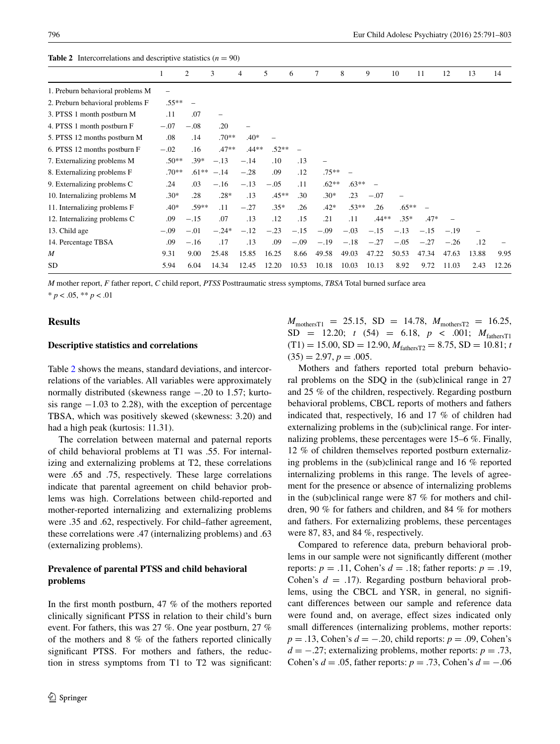**Table 2** Intercorrelations and descriptive statistics ($n = 90$)

| | 1 | 2 | 3 | 4 | 5 | 6 | 7 | 8 | 9 | 10 | 11 | 12 | 13 | 14 |
|---|---|---|---|---|---|---|---|---|---|---|---|---|---|---|
| 1. Preburn behavioral problems M | – | | | | | | | | | | | | | |
| 2. Preburn behavioral problems F | .55** | – | | | | | | | | | | | | |
| 3. PTSS 1 month postburn M | .11 | .07 | – | | | | | | | | | | | |
| 4. PTSS 1 month postburn F | −.07 | −.08 | .20 | – | | | | | | | | | | |
| 5. PTSS 12 months postburn M | .08 | .14 | .70** | .40* | – | | | | | | | | | |
| 6. PTSS 12 months postburn F | −.02 | .16 | .47** | .44** | .52** | – | | | | | | | | |
| 7. Externalizing problems M | .50** | .39* | −.13 | −.14 | .10 | .13 | – | | | | | | | |
| 8. Externalizing problems F | .70** | .61** | −.14 | −.28 | .09 | .12 | .75** | – | | | | | | |
| 9. Externalizing problems C | .24 | .03 | −.16 | −.13 | −.05 | .11 | .62** | .63** | – | | | | | |
| 10. Internalizing problems M | .30* | .28 | .28* | .13 | .45** | .30 | .30* | .23 | −.07 | – | | | | |
| 11. Internalizing problems F | .40* | .59** | .11 | −.27 | .35* | .26 | .42* | .53** | .26 | .65** | – | | | |
| 12. Internalizing problems C | .09 | −.15 | .07 | .13 | .12 | .15 | .21 | .11 | .44** | .35* | .47* | – | | |
| 13. Child age | −.09 | −.01 | −.24* | −.12 | −.23 | −.15 | −.09 | −.03 | −.15 | −.13 | −.15 | −.19 | – | |
| 14. Percentage TBSA | .09 | −.16 | .17 | .13 | .09 | −.09 | −.19 | −.18 | −.27 | −.05 | −.27 | −.26 | .12 | – |
| *M* | 9.31 | 9.00 | 25.48 | 15.85 | 16.25 | 8.66 | 49.58 | 49.03 | 47.22 | 50.53 | 47.34 | 47.63 | 13.88 | 9.95 |
| SD | 5.94 | 6.04 | 14.34 | 12.45 | 12.20 | 10.53 | 10.18 | 10.03 | 10.13 | 8.92 | 9.72 | 11.03 | 2.43 | 12.26 |

*M* mother report, *F* father report, *C* child report, *PTSS* Posttraumatic stress symptoms, *TBSA* Total burned surface area

* $p < .05$, ** $p < .01$

## Results

### Descriptive statistics and correlations

Table 2 shows the means, standard deviations, and intercorrelations of the variables. All variables were approximately normally distributed (skewness range −.20 to 1.57; kurtosis range −1.03 to 2.28), with the exception of percentage TBSA, which was positively skewed (skewness: 3.20) and had a high peak (kurtosis: 11.31).

The correlation between maternal and paternal reports of child behavioral problems at T1 was .55. For internalizing and externalizing problems at T2, these correlations were .65 and .75, respectively. These large correlations indicate that parental agreement on child behavior problems was high. Correlations between child-reported and mother-reported internalizing and externalizing problems were .35 and .62, respectively. For child–father agreement, these correlations were .47 (internalizing problems) and .63 (externalizing problems).

### Prevalence of parental PTSS and child behavioral problems

In the first month postburn, 47 % of the mothers reported clinically significant PTSS in relation to their child's burn event. For fathers, this was 27 %. One year postburn, 27 % of the mothers and 8 % of the fathers reported clinically significant PTSS. For mothers and fathers, the reduction in stress symptoms from T1 to T2 was significant: $M_{\text{mothersT1}} = 25.15$, SD = 14.78, $M_{\text{mothersT2}} = 16.25$, SD = 12.20; $t$ (54) = 6.18, $p < .001$; $M_{\text{fathersT1}}$ (T1) = 15.00, SD = 12.90, $M_{\text{fathersT2}} = 8.75$, SD = 10.81; $t$ (35) = 2.97, $p = .005$.

Mothers and fathers reported total preburn behavioral problems on the SDQ in the (sub)clinical range in 27 and 25 % of the children, respectively. Regarding postburn behavioral problems, CBCL reports of mothers and fathers indicated that, respectively, 16 and 17 % of children had externalizing problems in the (sub)clinical range. For internalizing problems, these percentages were 15–6 %. Finally, 12 % of children themselves reported postburn externalizing problems in the (sub)clinical range and 16 % reported internalizing problems in this range. The levels of agreement for the presence or absence of internalizing problems in the (sub)clinical range were 87 % for mothers and children, 90 % for fathers and children, and 84 % for mothers and fathers. For externalizing problems, these percentages were 87, 83, and 84 %, respectively.

Compared to reference data, preburn behavioral problems in our sample were not significantly different (mother reports: $p = .11$, Cohen's $d = .18$; father reports: $p = .19$, Cohen's $d = .17$). Regarding postburn behavioral problems, using the CBCL and YSR, in general, no significant differences between our sample and reference data were found and, on average, effect sizes indicated only small differences (internalizing problems, mother reports: $p = .13$, Cohen's $d = -.20$, child reports: $p = .09$, Cohen's $d = -.27$; externalizing problems, mother reports: $p = .73$, Cohen's $d = .05$, father reports: $p = .73$, Cohen's $d = -.06$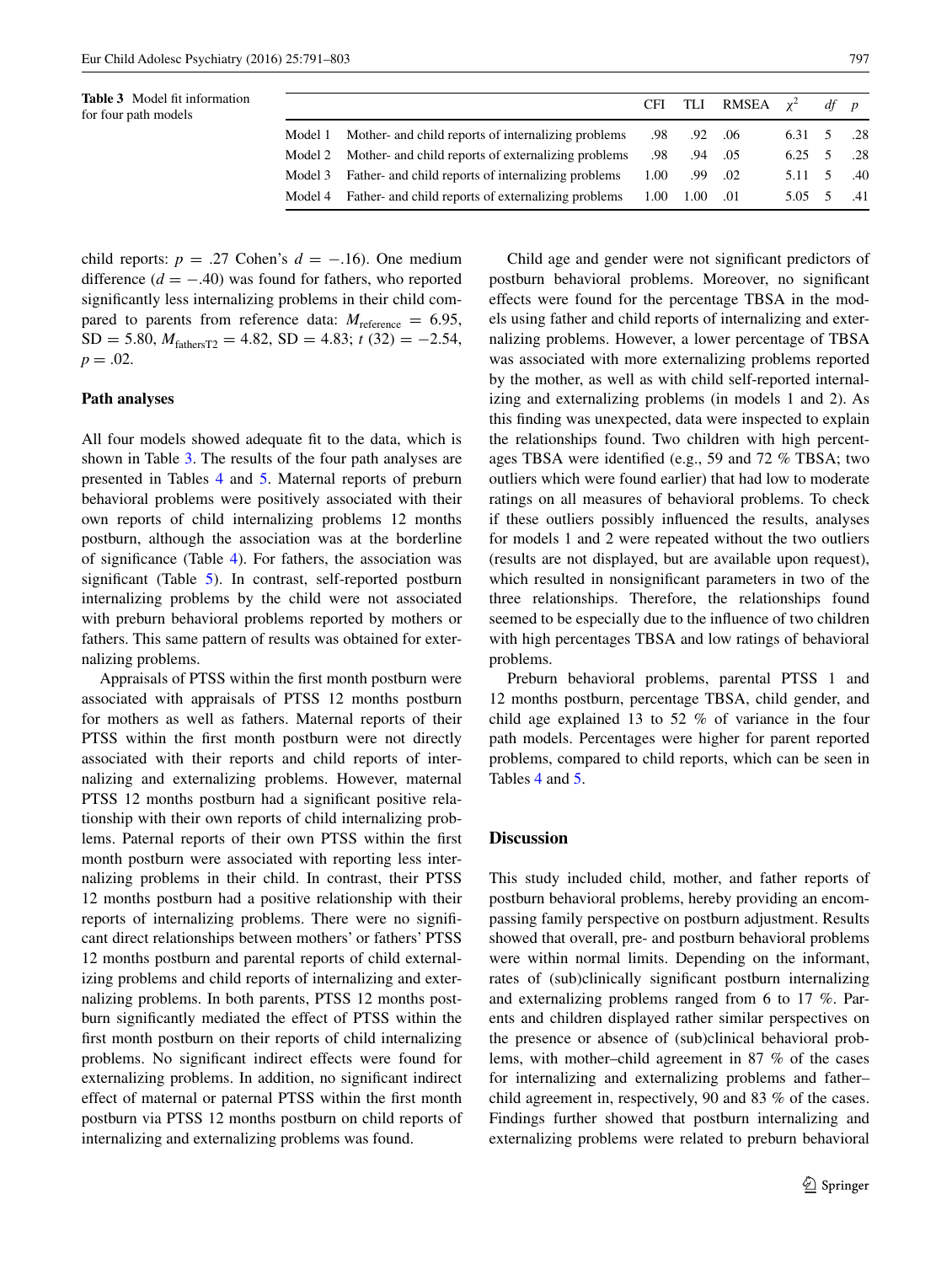Table 3 Model fit information for four path models

| | | CFI | TLI | RMSEA | $\chi^2$ | *df* | *p* |
|---|---|---|---|---|---|---|---|
| Model 1 | Mother- and child reports of internalizing problems | .98 | .92 | .06 | 6.31 | 5 | .28 |
| Model 2 | Mother- and child reports of externalizing problems | .98 | .94 | .05 | 6.25 | 5 | .28 |
| Model 3 | Father- and child reports of internalizing problems | 1.00 | .99 | .02 | 5.11 | 5 | .40 |
| Model 4 | Father- and child reports of externalizing problems | 1.00 | 1.00 | .01 | 5.05 | 5 | .41 |

child reports: $p = .27$ Cohen's $d = -.16$). One medium difference ($d = -.40$) was found for fathers, who reported significantly less internalizing problems in their child compared to parents from reference data: $M_{\text{reference}} = 6.95$, SD = 5.80, $M_{\text{fathersT2}} = 4.82$, SD = 4.83; $t$ (32) = −2.54, $p = .02$.

### Path analyses

All four models showed adequate fit to the data, which is shown in Table 3. The results of the four path analyses are presented in Tables 4 and 5. Maternal reports of preburn behavioral problems were positively associated with their own reports of child internalizing problems 12 months postburn, although the association was at the borderline of significance (Table 4). For fathers, the association was significant (Table 5). In contrast, self-reported postburn internalizing problems by the child were not associated with preburn behavioral problems reported by mothers or fathers. This same pattern of results was obtained for externalizing problems.

Appraisals of PTSS within the first month postburn were associated with appraisals of PTSS 12 months postburn for mothers as well as fathers. Maternal reports of their PTSS within the first month postburn were not directly associated with their reports and child reports of internalizing and externalizing problems. However, maternal PTSS 12 months postburn had a significant positive relationship with their own reports of child internalizing problems. Paternal reports of their own PTSS within the first month postburn were associated with reporting less internalizing problems in their child. In contrast, their PTSS 12 months postburn had a positive relationship with their reports of internalizing problems. There were no significant direct relationships between mothers' or fathers' PTSS 12 months postburn and parental reports of child externalizing problems and child reports of internalizing and externalizing problems. In both parents, PTSS 12 months postburn significantly mediated the effect of PTSS within the first month postburn on their reports of child internalizing problems. No significant indirect effects were found for externalizing problems. In addition, no significant indirect effect of maternal or paternal PTSS within the first month postburn via PTSS 12 months postburn on child reports of internalizing and externalizing problems was found.

Child age and gender were not significant predictors of postburn behavioral problems. Moreover, no significant effects were found for the percentage TBSA in the models using father and child reports of internalizing and externalizing problems. However, a lower percentage of TBSA was associated with more externalizing problems reported by the mother, as well as with child self-reported internalizing and externalizing problems (in models 1 and 2). As this finding was unexpected, data were inspected to explain the relationships found. Two children with high percentages TBSA were identified (e.g., 59 and 72 % TBSA; two outliers which were found earlier) that had low to moderate ratings on all measures of behavioral problems. To check if these outliers possibly influenced the results, analyses for models 1 and 2 were repeated without the two outliers (results are not displayed, but are available upon request), which resulted in nonsignificant parameters in two of the three relationships. Therefore, the relationships found seemed to be especially due to the influence of two children with high percentages TBSA and low ratings of behavioral problems.

Preburn behavioral problems, parental PTSS 1 and 12 months postburn, percentage TBSA, child gender, and child age explained 13 to 52 % of variance in the four path models. Percentages were higher for parent reported problems, compared to child reports, which can be seen in Tables 4 and 5.

## Discussion

This study included child, mother, and father reports of postburn behavioral problems, hereby providing an encompassing family perspective on postburn adjustment. Results showed that overall, pre- and postburn behavioral problems were within normal limits. Depending on the informant, rates of (sub)clinically significant postburn internalizing and externalizing problems ranged from 6 to 17 %. Parents and children displayed rather similar perspectives on the presence or absence of (sub)clinical behavioral problems, with mother–child agreement in 87 % of the cases for internalizing and externalizing problems and father–child agreement in, respectively, 90 and 83 % of the cases. Findings further showed that postburn internalizing and externalizing problems were related to preburn behavioral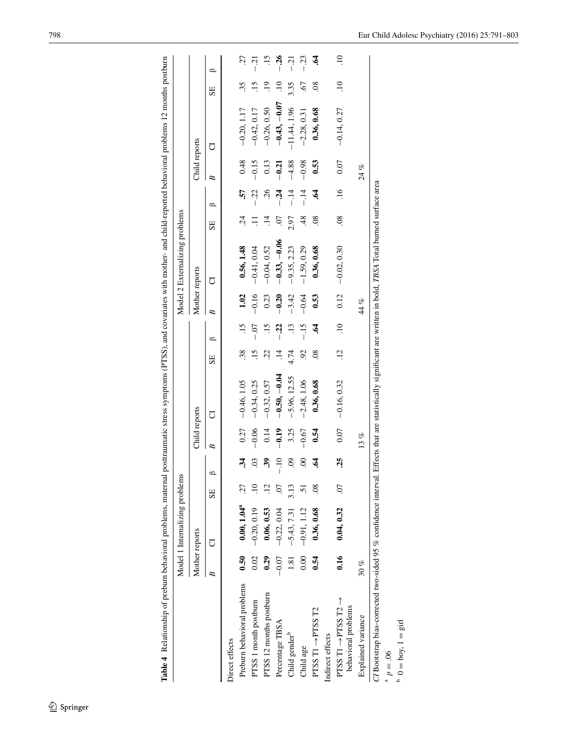**Table 4** Relationship of preburn behavioral problems, maternal posttraumatic stress symptoms (PTSS), and covariates with mother- and child-reported behavioral problems 12 months postburn

| | Model 1 Internalizing problems | | | | | | | | Model 2 Externalizing problems | | | | | | | |
|---|---|---|---|---|---|---|---|---|---|---|---|---|---|---|---|---|
| | Mother reports | | | | Child reports | | | | Mother reports | | | | Child reports | | | |
| | *B* | CI | SE | β | *B* | CI | SE | β | *B* | CI | SE | β | *B* | CI | SE | β |
| Direct effects | | | | | | | | | | | | | | | | |
| Preburn behavioral problems | **0.50** | **0.00, 1.04**[a] | .27 | **.34** | 0.27 | −0.46, 1.05 | .38 | .15 | **1.02** | **0.56, 1.48** | .24 | **.57** | 0.48 | −0.20, 1.17 | .35 | .27 |
| PTSS 1 month postburn | 0.02 | −0.20, 0.19 | .10 | .03 | −0.06 | −0.34, 0.25 | .15 | −.07 | −0.16 | −0.41, 0.04 | .11 | −.22 | −0.15 | −0.42, 0.17 | .15 | −.21 |
| PTSS 12 months postburn | **0.29** | **0.06, 0.53** | .12 | **.39** | 0.14 | −0.32, 0.57 | .22 | .15 | 0.23 | −0.04, 0.52 | .14 | .26 | 0.13 | −0.26, 0.50 | .19 | .15 |
| Percentage TBSA | −0.07 | −0.22, 0.04 | .07 | −.10 | **−0.19** | **−0.50, −0.04** | .14 | **−.22** | **−0.20** | **−0.33, −0.06** | .07 | **−.24** | **−0.21** | **−0.43, −0.07** | .10 | **−.26** |
| Child gender[b] | 1.81 | −5.43, 7.31 | 3.13 | .09 | 3.25 | −5.96, 12.55 | 4.74 | .13 | −3.42 | −9.35, 2.23 | 2.97 | −.14 | −4.88 | −11.44, 1.96 | 3.35 | −.21 |
| Child age | 0.00 | −0.91, 1.12 | .51 | .00 | −0.67 | −2.48, 1.06 | .92 | −.15 | −0.64 | −1.59, 0.29 | .48 | −.14 | −0.98 | −2.28, 0.31 | .67 | −.23 |
| PTSS T1 → PTSS T2 | **0.54** | **0.36, 0.68** | .08 | **.64** | **0.54** | **0.36, 0.68** | .08 | **.64** | **0.53** | **0.36, 0.68** | .08 | **.64** | **0.53** | **0.36, 0.68** | .08 | **.64** |
| Indirect effects | | | | | | | | | | | | | | | | |
| PTSS T1 → PTSS T2 → behavioral problems | **0.16** | **0.04, 0.32** | .07 | **.25** | 0.07 | −0.16, 0.32 | .12 | .10 | 0.12 | −0.02, 0.30 | .08 | .16 | 0.07 | −0.14, 0.27 | .10 | .10 |
| Explained variance | 30 % | | | | 13 % | | | | 44 % | | | | 24 % | | | |

*CI* Bootstrap bias-corrected two-sided 95 % confidence interval. Effects that are statistically significant are written in bold, *TBSA* Total burned surface area

[a] $p = .06$

[b] 0 = boy, 1 = girl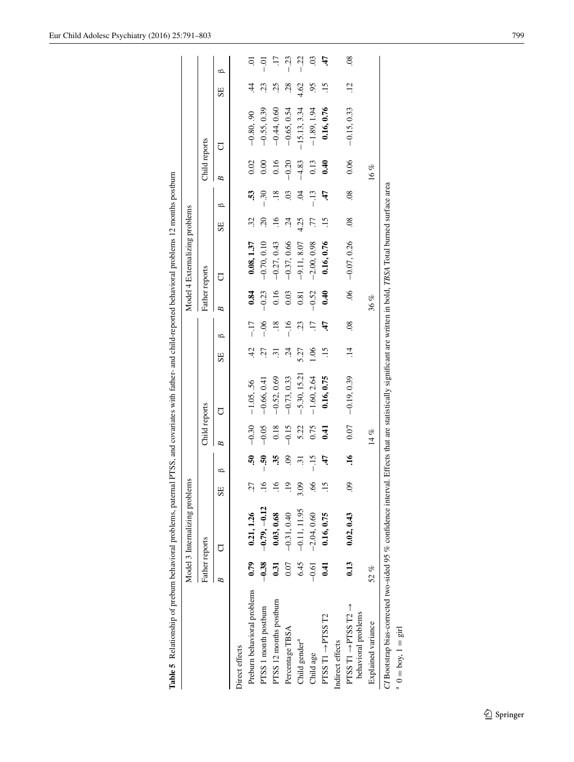**Table 5** Relationship of preburn behavioral problems, paternal PTSS, and covariates with father- and child-reported behavioral problems 12 months postburn

| | Model 3 Internalizing problems | | | | | | | | Model 4 Externalizing problems | | | | | | | |
|---|---|---|---|---|---|---|---|---|---|---|---|---|---|---|---|---|
| | Father reports | | | | Child reports | | | | Father reports | | | | Child reports | | | |
| | *B* | CI | SE | β | *B* | CI | SE | β | *B* | CI | SE | β | *B* | CI | SE | β |
| Direct effects | | | | | | | | | | | | | | | | |
| Preburn behavioral problems | **0.79** | **0.21, 1.26** | .27 | **.50** | −0.30 | −1.05, .56 | .42 | −.17 | **0.84** | **0.08, 1.37** | .32 | **.53** | 0.02 | −0.80, .90 | .44 | .01 |
| PTSS 1 month postburn | **−0.38** | **−0.79, −0.12** | .16 | **−.50** | −0.05 | −0.66, 0.41 | .27 | −.06 | −0.23 | −0.70, 0.10 | .20 | −.30 | 0.00 | −0.55, 0.39 | .23 | −.01 |
| PTSS 12 months postburn | **0.31** | **0.03, 0.68** | .16 | **.35** | 0.18 | −0.52, 0.69 | .31 | .18 | 0.16 | −0.27, 0.43 | .16 | .18 | 0.16 | −0.44, 0.60 | .25 | .17 |
| Percentage TBSA | 0.07 | −0.31, 0.40 | .19 | .09 | −0.15 | −0.73, 0.33 | .24 | −.16 | 0.03 | −0.37, 0.66 | .24 | .03 | −0.20 | −0.65, 0.54 | .28 | −.23 |
| Child gender[a] | 6.45 | −0.11, 11.95 | 3.09 | .31 | 5.22 | −5.30, 15.21 | 5.27 | .23 | 0.81 | −9.11, 8.07 | 4.25 | .04 | −4.83 | −15.13, 3.34 | 4.62 | −.22 |
| Child age | −0.61 | −2.04, 0.60 | .66 | −.15 | 0.75 | −1.60, 2.64 | 1.06 | .17 | −0.52 | −2.00, 0.98 | .77 | −.13 | 0.13 | −1.89, 1.94 | .95 | .03 |
| PTSS T1 → PTSS T2 | **0.41** | **0.16, 0.75** | .15 | **.47** | **0.41** | **0.16, 0.75** | .15 | **.47** | **0.40** | **0.16, 0.76** | .15 | **.47** | **0.40** | **0.16, 0.76** | .15 | **.47** |
| Indirect effects | | | | | | | | | | | | | | | | |
| PTSS T1 → PTSS T2 → behavioral problems | **0.13** | **0.02, 0.43** | .09 | **.16** | 0.07 | −0.19, 0.39 | .14 | .08 | .06 | −0.07, 0.26 | .08 | .08 | 0.06 | −0.15, 0.33 | .12 | .08 |
| Explained variance | 52 % | | | | 14 % | | | | 36 % | | | | 16 % | | | |

*CI* Bootstrap bias-corrected two-sided 95 % confidence interval. Effects that are statistically significant are written in bold, *TBSA* Total burned surface area

[a] 0 = boy, 1 = girl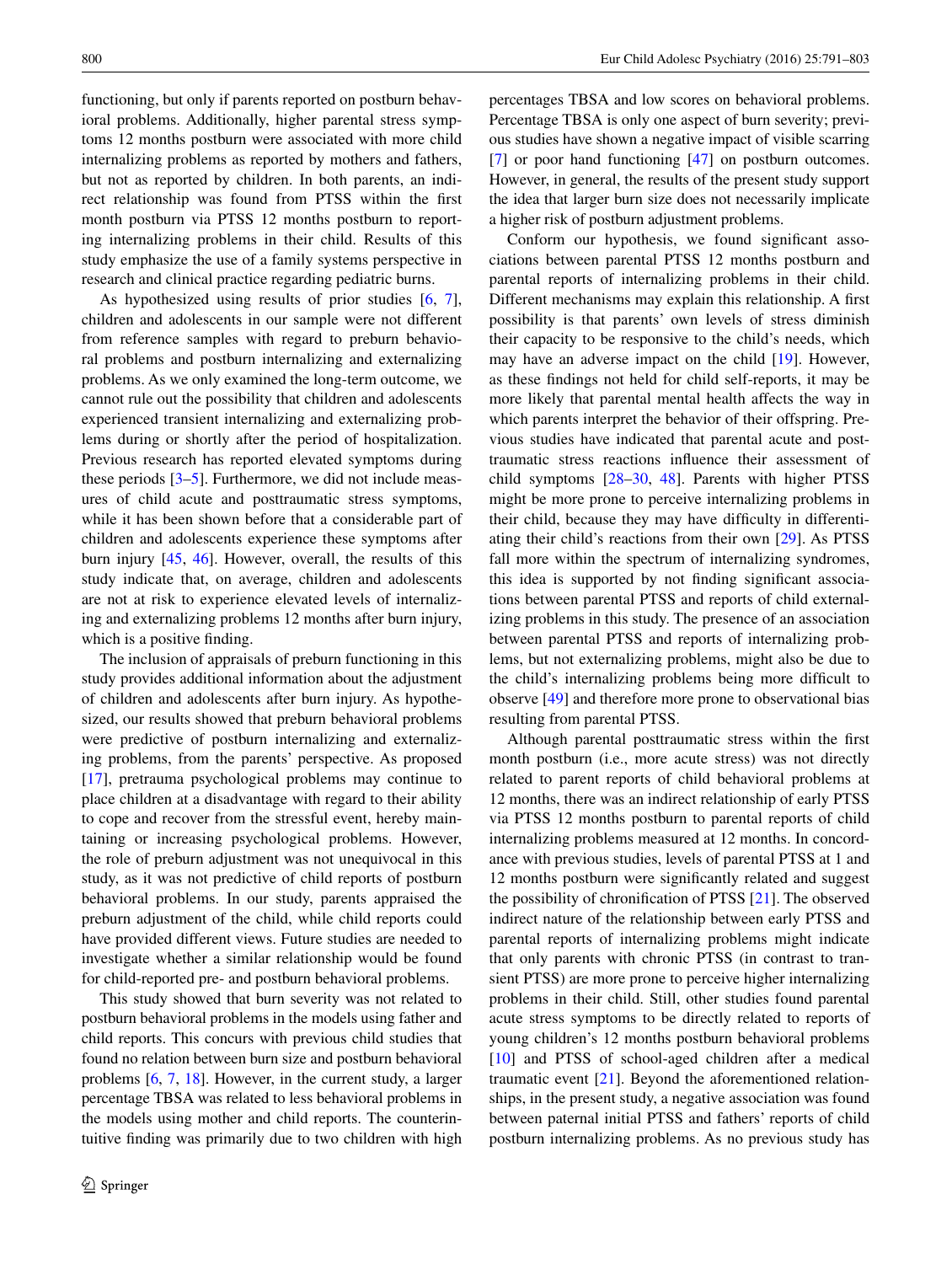functioning, but only if parents reported on postburn behavioral problems. Additionally, higher parental stress symptoms 12 months postburn were associated with more child internalizing problems as reported by mothers and fathers, but not as reported by children. In both parents, an indirect relationship was found from PTSS within the first month postburn via PTSS 12 months postburn to reporting internalizing problems in their child. Results of this study emphasize the use of a family systems perspective in research and clinical practice regarding pediatric burns.

As hypothesized using results of prior studies [6, 7], children and adolescents in our sample were not different from reference samples with regard to preburn behavioral problems and postburn internalizing and externalizing problems. As we only examined the long-term outcome, we cannot rule out the possibility that children and adolescents experienced transient internalizing and externalizing problems during or shortly after the period of hospitalization. Previous research has reported elevated symptoms during these periods [3–5]. Furthermore, we did not include measures of child acute and posttraumatic stress symptoms, while it has been shown before that a considerable part of children and adolescents experience these symptoms after burn injury [45, 46]. However, overall, the results of this study indicate that, on average, children and adolescents are not at risk to experience elevated levels of internalizing and externalizing problems 12 months after burn injury, which is a positive finding.

The inclusion of appraisals of preburn functioning in this study provides additional information about the adjustment of children and adolescents after burn injury. As hypothesized, our results showed that preburn behavioral problems were predictive of postburn internalizing and externalizing problems, from the parents' perspective. As proposed [17], pretrauma psychological problems may continue to place children at a disadvantage with regard to their ability to cope and recover from the stressful event, hereby maintaining or increasing psychological problems. However, the role of preburn adjustment was not unequivocal in this study, as it was not predictive of child reports of postburn behavioral problems. In our study, parents appraised the preburn adjustment of the child, while child reports could have provided different views. Future studies are needed to investigate whether a similar relationship would be found for child-reported pre- and postburn behavioral problems.

This study showed that burn severity was not related to postburn behavioral problems in the models using father and child reports. This concurs with previous child studies that found no relation between burn size and postburn behavioral problems [6, 7, 18]. However, in the current study, a larger percentage TBSA was related to less behavioral problems in the models using mother and child reports. The counterintuitive finding was primarily due to two children with high percentages TBSA and low scores on behavioral problems. Percentage TBSA is only one aspect of burn severity; previous studies have shown a negative impact of visible scarring [7] or poor hand functioning [47] on postburn outcomes. However, in general, the results of the present study support the idea that larger burn size does not necessarily implicate a higher risk of postburn adjustment problems.

Conform our hypothesis, we found significant associations between parental PTSS 12 months postburn and parental reports of internalizing problems in their child. Different mechanisms may explain this relationship. A first possibility is that parents' own levels of stress diminish their capacity to be responsive to the child's needs, which may have an adverse impact on the child [19]. However, as these findings not held for child self-reports, it may be more likely that parental mental health affects the way in which parents interpret the behavior of their offspring. Previous studies have indicated that parental acute and posttraumatic stress reactions influence their assessment of child symptoms [28–30, 48]. Parents with higher PTSS might be more prone to perceive internalizing problems in their child, because they may have difficulty in differentiating their child's reactions from their own [29]. As PTSS fall more within the spectrum of internalizing syndromes, this idea is supported by not finding significant associations between parental PTSS and reports of child externalizing problems in this study. The presence of an association between parental PTSS and reports of internalizing problems, but not externalizing problems, might also be due to the child's internalizing problems being more difficult to observe [49] and therefore more prone to observational bias resulting from parental PTSS.

Although parental posttraumatic stress within the first month postburn (i.e., more acute stress) was not directly related to parent reports of child behavioral problems at 12 months, there was an indirect relationship of early PTSS via PTSS 12 months postburn to parental reports of child internalizing problems measured at 12 months. In concordance with previous studies, levels of parental PTSS at 1 and 12 months postburn were significantly related and suggest the possibility of chronification of PTSS [21]. The observed indirect nature of the relationship between early PTSS and parental reports of internalizing problems might indicate that only parents with chronic PTSS (in contrast to transient PTSS) are more prone to perceive higher internalizing problems in their child. Still, other studies found parental acute stress symptoms to be directly related to reports of young children's 12 months postburn behavioral problems [10] and PTSS of school-aged children after a medical traumatic event [21]. Beyond the aforementioned relationships, in the present study, a negative association was found between paternal initial PTSS and fathers' reports of child postburn internalizing problems. As no previous study has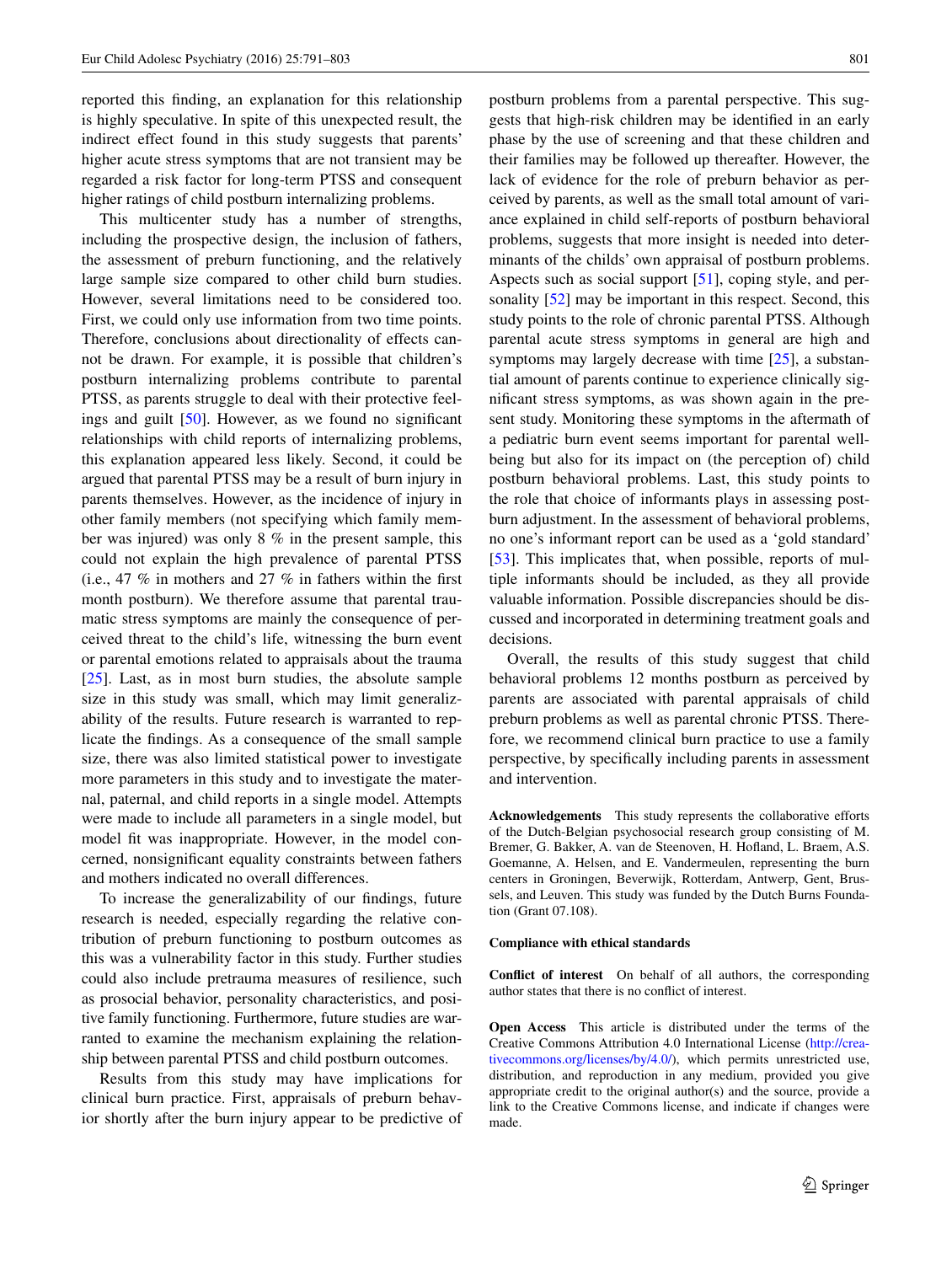reported this finding, an explanation for this relationship is highly speculative. In spite of this unexpected result, the indirect effect found in this study suggests that parents' higher acute stress symptoms that are not transient may be regarded a risk factor for long-term PTSS and consequent higher ratings of child postburn internalizing problems.

This multicenter study has a number of strengths, including the prospective design, the inclusion of fathers, the assessment of preburn functioning, and the relatively large sample size compared to other child burn studies. However, several limitations need to be considered too. First, we could only use information from two time points. Therefore, conclusions about directionality of effects cannot be drawn. For example, it is possible that children's postburn internalizing problems contribute to parental PTSS, as parents struggle to deal with their protective feelings and guilt [50]. However, as we found no significant relationships with child reports of internalizing problems, this explanation appeared less likely. Second, it could be argued that parental PTSS may be a result of burn injury in parents themselves. However, as the incidence of injury in other family members (not specifying which family member was injured) was only 8 % in the present sample, this could not explain the high prevalence of parental PTSS (i.e., 47 % in mothers and 27 % in fathers within the first month postburn). We therefore assume that parental traumatic stress symptoms are mainly the consequence of perceived threat to the child's life, witnessing the burn event or parental emotions related to appraisals about the trauma [25]. Last, as in most burn studies, the absolute sample size in this study was small, which may limit generalizability of the results. Future research is warranted to replicate the findings. As a consequence of the small sample size, there was also limited statistical power to investigate more parameters in this study and to investigate the maternal, paternal, and child reports in a single model. Attempts were made to include all parameters in a single model, but model fit was inappropriate. However, in the model concerned, nonsignificant equality constraints between fathers and mothers indicated no overall differences.

To increase the generalizability of our findings, future research is needed, especially regarding the relative contribution of preburn functioning to postburn outcomes as this was a vulnerability factor in this study. Further studies could also include pretrauma measures of resilience, such as prosocial behavior, personality characteristics, and positive family functioning. Furthermore, future studies are warranted to examine the mechanism explaining the relationship between parental PTSS and child postburn outcomes.

Results from this study may have implications for clinical burn practice. First, appraisals of preburn behavior shortly after the burn injury appear to be predictive of postburn problems from a parental perspective. This suggests that high-risk children may be identified in an early phase by the use of screening and that these children and their families may be followed up thereafter. However, the lack of evidence for the role of preburn behavior as perceived by parents, as well as the small total amount of variance explained in child self-reports of postburn behavioral problems, suggests that more insight is needed into determinants of the childs' own appraisal of postburn problems. Aspects such as social support [51], coping style, and personality [52] may be important in this respect. Second, this study points to the role of chronic parental PTSS. Although parental acute stress symptoms in general are high and symptoms may largely decrease with time [25], a substantial amount of parents continue to experience clinically significant stress symptoms, as was shown again in the present study. Monitoring these symptoms in the aftermath of a pediatric burn event seems important for parental wellbeing but also for its impact on (the perception of) child postburn behavioral problems. Last, this study points to the role that choice of informants plays in assessing postburn adjustment. In the assessment of behavioral problems, no one's informant report can be used as a 'gold standard' [53]. This implicates that, when possible, reports of multiple informants should be included, as they all provide valuable information. Possible discrepancies should be discussed and incorporated in determining treatment goals and decisions.

Overall, the results of this study suggest that child behavioral problems 12 months postburn as perceived by parents are associated with parental appraisals of child preburn problems as well as parental chronic PTSS. Therefore, we recommend clinical burn practice to use a family perspective, by specifically including parents in assessment and intervention.

**Acknowledgements** This study represents the collaborative efforts of the Dutch-Belgian psychosocial research group consisting of M. Bremer, G. Bakker, A. van de Steenoven, H. Hofland, L. Braem, A.S. Goemanne, A. Helsen, and E. Vandermeulen, representing the burn centers in Groningen, Beverwijk, Rotterdam, Antwerp, Gent, Brussels, and Leuven. This study was funded by the Dutch Burns Foundation (Grant 07.108).

**Compliance with ethical standards**

**Conflict of interest** On behalf of all authors, the corresponding author states that there is no conflict of interest.

**Open Access** This article is distributed under the terms of the Creative Commons Attribution 4.0 International License (http://creativecommons.org/licenses/by/4.0/), which permits unrestricted use, distribution, and reproduction in any medium, provided you give appropriate credit to the original author(s) and the source, provide a link to the Creative Commons license, and indicate if changes were made.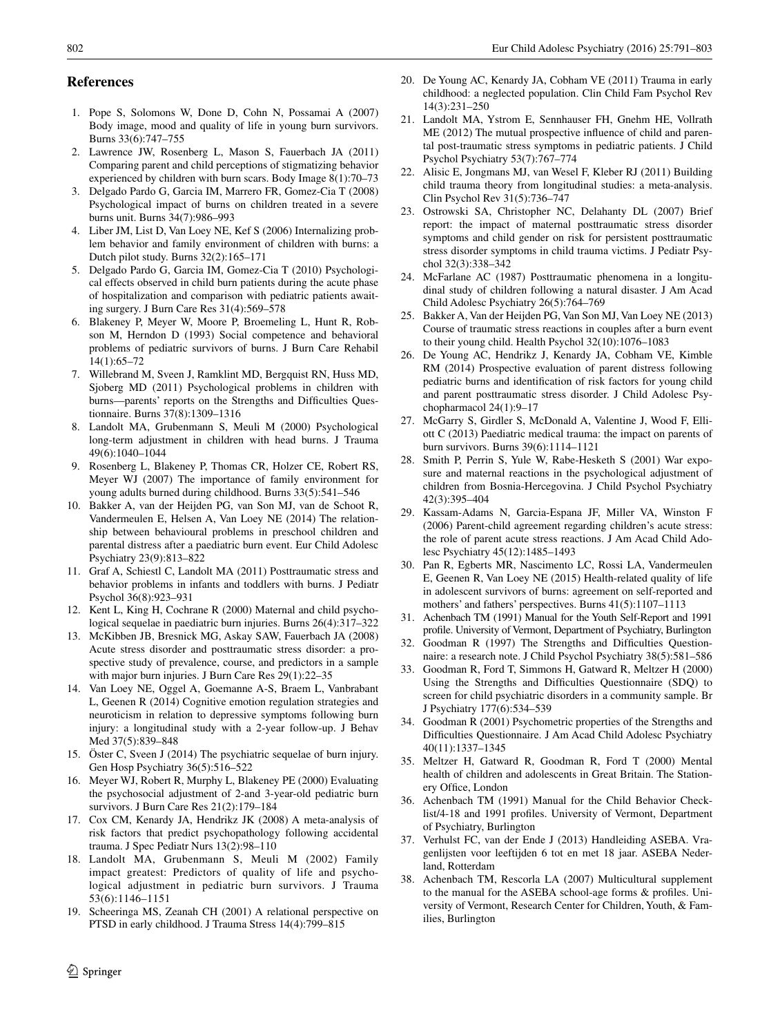## References

1. Pope S, Solomons W, Done D, Cohn N, Possamai A (2007) Body image, mood and quality of life in young burn survivors. Burns 33(6):747–755
2. Lawrence JW, Rosenberg L, Mason S, Fauerbach JA (2011) Comparing parent and child perceptions of stigmatizing behavior experienced by children with burn scars. Body Image 8(1):70–73
3. Delgado Pardo G, Garcia IM, Marrero FR, Gomez-Cia T (2008) Psychological impact of burns on children treated in a severe burns unit. Burns 34(7):986–993
4. Liber JM, List D, Van Loey NE, Kef S (2006) Internalizing problem behavior and family environment of children with burns: a Dutch pilot study. Burns 32(2):165–171
5. Delgado Pardo G, Garcia IM, Gomez-Cia T (2010) Psychological effects observed in child burn patients during the acute phase of hospitalization and comparison with pediatric patients awaiting surgery. J Burn Care Res 31(4):569–578
6. Blakeney P, Meyer W, Moore P, Broemeling L, Hunt R, Robson M, Herndon D (1993) Social competence and behavioral problems of pediatric survivors of burns. J Burn Care Rehabil 14(1):65–72
7. Willebrand M, Sveen J, Ramklint MD, Bergquist RN, Huss MD, Sjoberg MD (2011) Psychological problems in children with burns—parents' reports on the Strengths and Difficulties Questionnaire. Burns 37(8):1309–1316
8. Landolt MA, Grubenmann S, Meuli M (2000) Psychological long-term adjustment in children with head burns. J Trauma 49(6):1040–1044
9. Rosenberg L, Blakeney P, Thomas CR, Holzer CE, Robert RS, Meyer WJ (2007) The importance of family environment for young adults burned during childhood. Burns 33(5):541–546
10. Bakker A, van der Heijden PG, van Son MJ, van de Schoot R, Vandermeulen E, Helsen A, Van Loey NE (2014) The relationship between behavioural problems in preschool children and parental distress after a paediatric burn event. Eur Child Adolesc Psychiatry 23(9):813–822
11. Graf A, Schiestl C, Landolt MA (2011) Posttraumatic stress and behavior problems in infants and toddlers with burns. J Pediatr Psychol 36(8):923–931
12. Kent L, King H, Cochrane R (2000) Maternal and child psychological sequelae in paediatric burn injuries. Burns 26(4):317–322
13. McKibben JB, Bresnick MG, Askay SAW, Fauerbach JA (2008) Acute stress disorder and posttraumatic stress disorder: a prospective study of prevalence, course, and predictors in a sample with major burn injuries. J Burn Care Res 29(1):22–35
14. Van Loey NE, Oggel A, Goemanne A-S, Braem L, Vanbrabant L, Geenen R (2014) Cognitive emotion regulation strategies and neuroticism in relation to depressive symptoms following burn injury: a longitudinal study with a 2-year follow-up. J Behav Med 37(5):839–848
15. Öster C, Sveen J (2014) The psychiatric sequelae of burn injury. Gen Hosp Psychiatry 36(5):516–522
16. Meyer WJ, Robert R, Murphy L, Blakeney PE (2000) Evaluating the psychosocial adjustment of 2-and 3-year-old pediatric burn survivors. J Burn Care Res 21(2):179–184
17. Cox CM, Kenardy JA, Hendrikz JK (2008) A meta-analysis of risk factors that predict psychopathology following accidental trauma. J Spec Pediatr Nurs 13(2):98–110
18. Landolt MA, Grubenmann S, Meuli M (2002) Family impact greatest: Predictors of quality of life and psychological adjustment in pediatric burn survivors. J Trauma 53(6):1146–1151
19. Scheeringa MS, Zeanah CH (2001) A relational perspective on PTSD in early childhood. J Trauma Stress 14(4):799–815
20. De Young AC, Kenardy JA, Cobham VE (2011) Trauma in early childhood: a neglected population. Clin Child Fam Psychol Rev 14(3):231–250
21. Landolt MA, Ystrom E, Sennhauser FH, Gnehm HE, Vollrath ME (2012) The mutual prospective influence of child and parental post-traumatic stress symptoms in pediatric patients. J Child Psychol Psychiatry 53(7):767–774
22. Alisic E, Jongmans MJ, van Wesel F, Kleber RJ (2011) Building child trauma theory from longitudinal studies: a meta-analysis. Clin Psychol Rev 31(5):736–747
23. Ostrowski SA, Christopher NC, Delahanty DL (2007) Brief report: the impact of maternal posttraumatic stress disorder symptoms and child gender on risk for persistent posttraumatic stress disorder symptoms in child trauma victims. J Pediatr Psychol 32(3):338–342
24. McFarlane AC (1987) Posttraumatic phenomena in a longitudinal study of children following a natural disaster. J Am Acad Child Adolesc Psychiatry 26(5):764–769
25. Bakker A, Van der Heijden PG, Van Son MJ, Van Loey NE (2013) Course of traumatic stress reactions in couples after a burn event to their young child. Health Psychol 32(10):1076–1083
26. De Young AC, Hendrikz J, Kenardy JA, Cobham VE, Kimble RM (2014) Prospective evaluation of parent distress following pediatric burns and identification of risk factors for young child and parent posttraumatic stress disorder. J Child Adolesc Psychopharmacol 24(1):9–17
27. McGarry S, Girdler S, McDonald A, Valentine J, Wood F, Elliott C (2013) Paediatric medical trauma: the impact on parents of burn survivors. Burns 39(6):1114–1121
28. Smith P, Perrin S, Yule W, Rabe-Hesketh S (2001) War exposure and maternal reactions in the psychological adjustment of children from Bosnia-Hercegovina. J Child Psychol Psychiatry 42(3):395–404
29. Kassam-Adams N, Garcia-Espana JF, Miller VA, Winston F (2006) Parent-child agreement regarding children's acute stress: the role of parent acute stress reactions. J Am Acad Child Adolesc Psychiatry 45(12):1485–1493
30. Pan R, Egberts MR, Nascimento LC, Rossi LA, Vandermeulen E, Geenen R, Van Loey NE (2015) Health-related quality of life in adolescent survivors of burns: agreement on self-reported and mothers' and fathers' perspectives. Burns 41(5):1107–1113
31. Achenbach TM (1991) Manual for the Youth Self-Report and 1991 profile. University of Vermont, Department of Psychiatry, Burlington
32. Goodman R (1997) The Strengths and Difficulties Questionnaire: a research note. J Child Psychol Psychiatry 38(5):581–586
33. Goodman R, Ford T, Simmons H, Gatward R, Meltzer H (2000) Using the Strengths and Difficulties Questionnaire (SDQ) to screen for child psychiatric disorders in a community sample. Br J Psychiatry 177(6):534–539
34. Goodman R (2001) Psychometric properties of the Strengths and Difficulties Questionnaire. J Am Acad Child Adolesc Psychiatry 40(11):1337–1345
35. Meltzer H, Gatward R, Goodman R, Ford T (2000) Mental health of children and adolescents in Great Britain. The Stationery Office, London
36. Achenbach TM (1991) Manual for the Child Behavior Checklist/4-18 and 1991 profiles. University of Vermont, Department of Psychiatry, Burlington
37. Verhulst FC, van der Ende J (2013) Handleiding ASEBA. Vragenlijsten voor leeftijden 6 tot en met 18 jaar. ASEBA Nederland, Rotterdam
38. Achenbach TM, Rescorla LA (2007) Multicultural supplement to the manual for the ASEBA school-age forms & profiles. University of Vermont, Research Center for Children, Youth, & Families, Burlington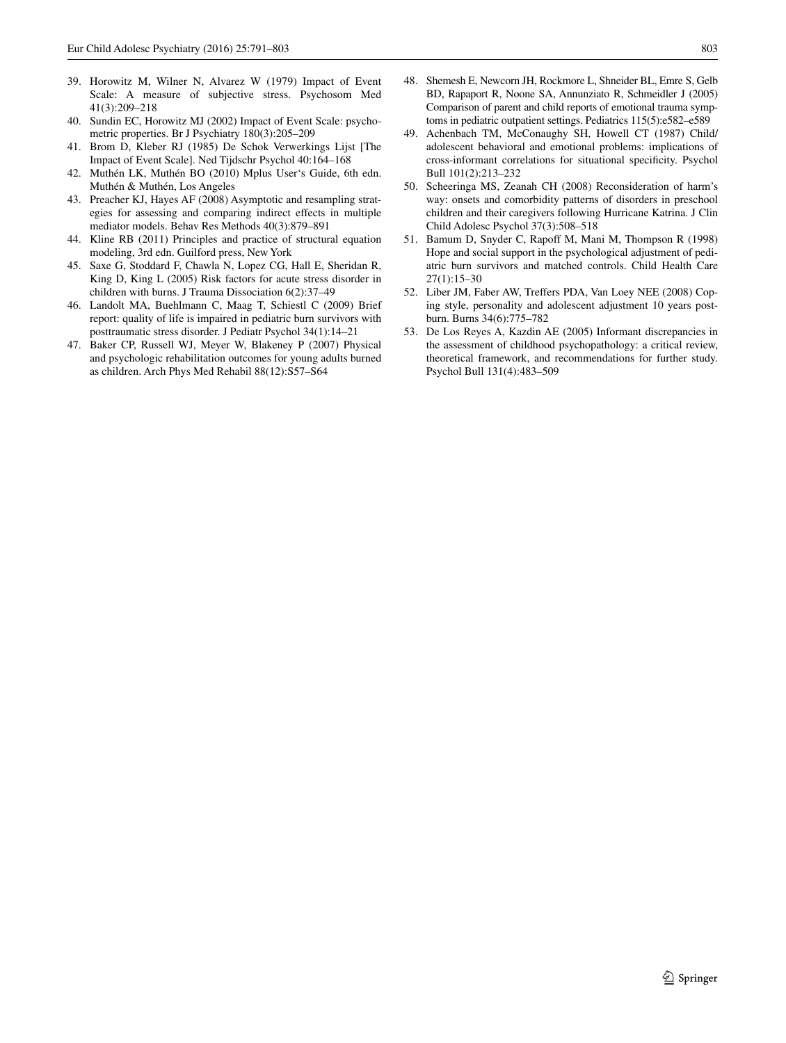39. Horowitz M, Wilner N, Alvarez W (1979) Impact of Event Scale: A measure of subjective stress. Psychosom Med 41(3):209–218
40. Sundin EC, Horowitz MJ (2002) Impact of Event Scale: psychometric properties. Br J Psychiatry 180(3):205–209
41. Brom D, Kleber RJ (1985) De Schok Verwerkings Lijst [The Impact of Event Scale]. Ned Tijdschr Psychol 40:164–168
42. Muthén LK, Muthén BO (2010) Mplus User's Guide, 6th edn. Muthén & Muthén, Los Angeles
43. Preacher KJ, Hayes AF (2008) Asymptotic and resampling strategies for assessing and comparing indirect effects in multiple mediator models. Behav Res Methods 40(3):879–891
44. Kline RB (2011) Principles and practice of structural equation modeling, 3rd edn. Guilford press, New York
45. Saxe G, Stoddard F, Chawla N, Lopez CG, Hall E, Sheridan R, King D, King L (2005) Risk factors for acute stress disorder in children with burns. J Trauma Dissociation 6(2):37–49
46. Landolt MA, Buehlmann C, Maag T, Schiestl C (2009) Brief report: quality of life is impaired in pediatric burn survivors with posttraumatic stress disorder. J Pediatr Psychol 34(1):14–21
47. Baker CP, Russell WJ, Meyer W, Blakeney P (2007) Physical and psychologic rehabilitation outcomes for young adults burned as children. Arch Phys Med Rehabil 88(12):S57–S64
48. Shemesh E, Newcorn JH, Rockmore L, Shneider BL, Emre S, Gelb BD, Rapaport R, Noone SA, Annunziato R, Schmeidler J (2005) Comparison of parent and child reports of emotional trauma symptoms in pediatric outpatient settings. Pediatrics 115(5):e582–e589
49. Achenbach TM, McConaughy SH, Howell CT (1987) Child/adolescent behavioral and emotional problems: implications of cross-informant correlations for situational specificity. Psychol Bull 101(2):213–232
50. Scheeringa MS, Zeanah CH (2008) Reconsideration of harm's way: onsets and comorbidity patterns of disorders in preschool children and their caregivers following Hurricane Katrina. J Clin Child Adolesc Psychol 37(3):508–518
51. Bamum D, Snyder C, Rapoff M, Mani M, Thompson R (1998) Hope and social support in the psychological adjustment of pediatric burn survivors and matched controls. Child Health Care 27(1):15–30
52. Liber JM, Faber AW, Treffers PDA, Van Loey NEE (2008) Coping style, personality and adolescent adjustment 10 years postburn. Burns 34(6):775–782
53. De Los Reyes A, Kazdin AE (2005) Informant discrepancies in the assessment of childhood psychopathology: a critical review, theoretical framework, and recommendations for further study. Psychol Bull 131(4):483–509